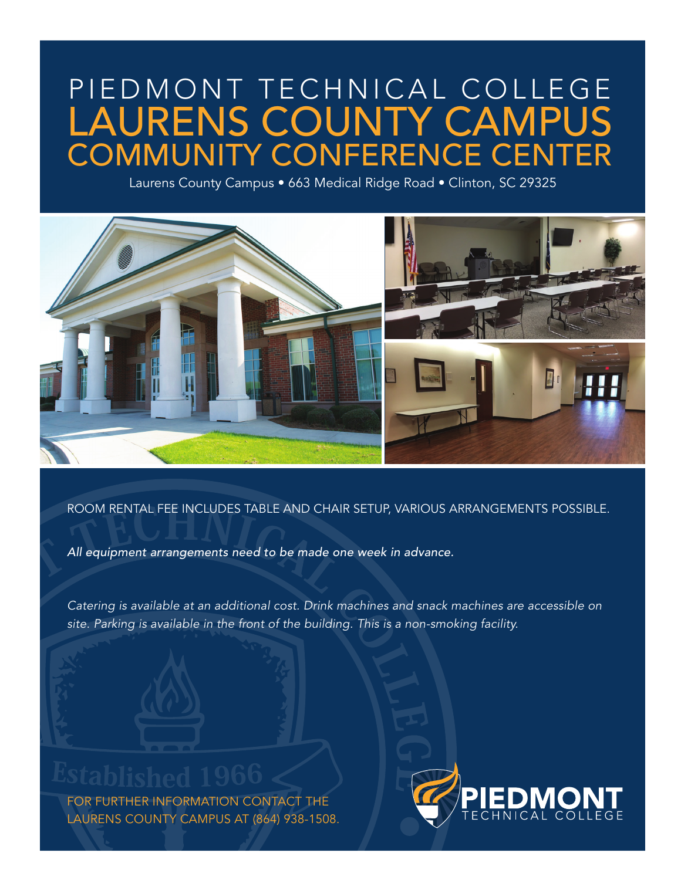# PIEDMONT TECHNICAL COLLEGE
# LAURENS COUNTY CAMPUS
## COMMUNITY CONFERENCE CENTER

Laurens County Campus • 663 Medical Ridge Road • Clinton, SC 29325

ROOM RENTAL FEE INCLUDES TABLE AND CHAIR SETUP, VARIOUS ARRANGEMENTS POSSIBLE.

*All equipment arrangements need to be made one week in advance.*

*Catering is available at an additional cost. Drink machines and snack machines are accessible on site. Parking is available in the front of the building. This is a non-smoking facility.*

FOR FURTHER INFORMATION CONTACT THE LAURENS COUNTY CAMPUS AT (864) 938-1508.

PIEDMONT TECHNICAL COLLEGE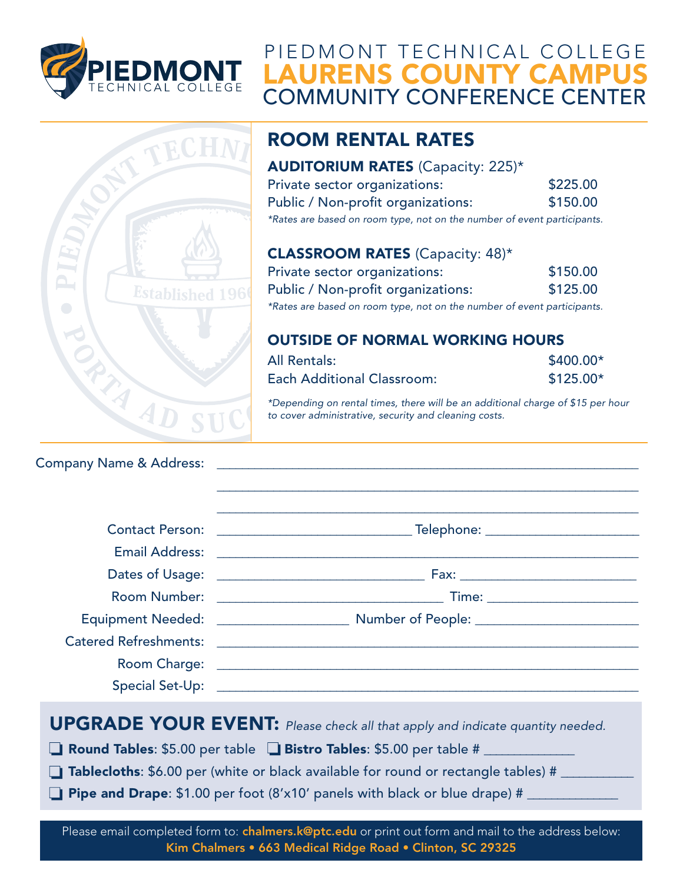PIEDMONT TECHNICAL COLLEGE

# LAURENS COUNTY CAMPUS

COMMUNITY CONFERENCE CENTER

## ROOM RENTAL RATES

### AUDITORIUM RATES (Capacity: 225)*

| | |
|---|---|
| Private sector organizations: | $225.00 |
| Public / Non-profit organizations: | $150.00 |

*\*Rates are based on room type, not on the number of event participants.*

### CLASSROOM RATES (Capacity: 48)*

| | |
|---|---|
| Private sector organizations: | $150.00 |
| Public / Non-profit organizations: | $125.00 |

*\*Rates are based on room type, not on the number of event participants.*

### OUTSIDE OF NORMAL WORKING HOURS

| | |
|---|---|
| All Rentals: | $400.00* |
| Each Additional Classroom: | $125.00* |

*\*Depending on rental times, there will be an additional charge of $15 per hour to cover administrative, security and cleaning costs.*

Company Name & Address: ______________________________________________

______________________________________________

______________________________________________

Contact Person: ______________________ Telephone: ______________________

Email Address: ______________________________________________

Dates of Usage: ______________________ Fax: ______________________

Room Number: ______________________ Time: ______________________

Equipment Needed: ______________ Number of People: ______________________

Catered Refreshments: ______________________________________________

Room Charge: ______________________________________________

Special Set-Up: ______________________________________________

## UPGRADE YOUR EVENT: *Please check all that apply and indicate quantity needed.*

❑ **Round Tables**: $5.00 per table ❑ **Bistro Tables**: $5.00 per table # ____________

❑ **Tablecloths**: $6.00 per (white or black available for round or rectangle tables) # __________

❑ **Pipe and Drape**: $1.00 per foot (8'x10' panels with black or blue drape) # ____________

Please email completed form to: **chalmers.k@ptc.edu** or print out form and mail to the address below:
**Kim Chalmers • 663 Medical Ridge Road • Clinton, SC 29325**